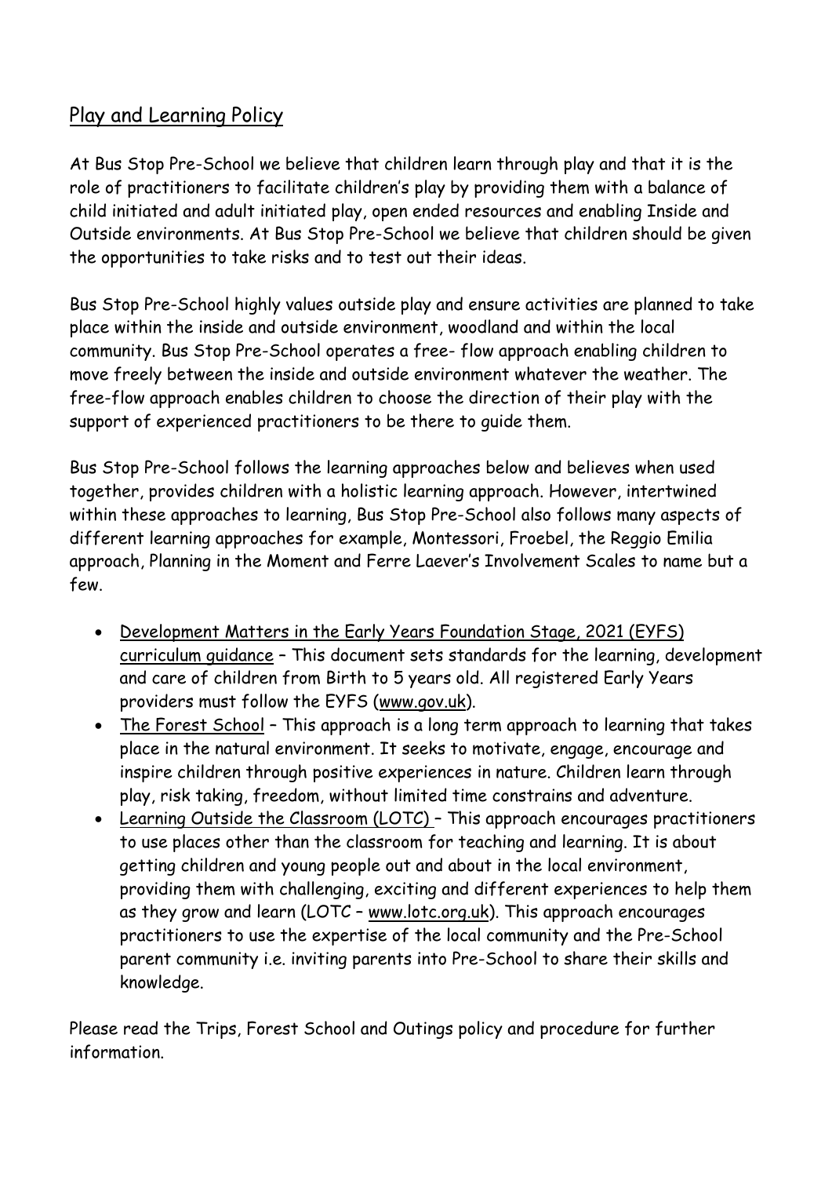# Play and Learning Policy

At Bus Stop Pre-School we believe that children learn through play and that it is the role of practitioners to facilitate children's play by providing them with a balance of child initiated and adult initiated play, open ended resources and enabling Inside and Outside environments. At Bus Stop Pre-School we believe that children should be given the opportunities to take risks and to test out their ideas.

Bus Stop Pre-School highly values outside play and ensure activities are planned to take place within the inside and outside environment, woodland and within the local community. Bus Stop Pre-School operates a free- flow approach enabling children to move freely between the inside and outside environment whatever the weather. The free-flow approach enables children to choose the direction of their play with the support of experienced practitioners to be there to guide them.

Bus Stop Pre-School follows the learning approaches below and believes when used together, provides children with a holistic learning approach. However, intertwined within these approaches to learning, Bus Stop Pre-School also follows many aspects of different learning approaches for example, Montessori, Froebel, the Reggio Emilia approach, Planning in the Moment and Ferre Laever's Involvement Scales to name but a few.

- Development Matters in the Early Years Foundation Stage, 2021 (EYFS) curriculum guidance – This document sets standards for the learning, development and care of children from Birth to 5 years old. All registered Early Years providers must follow the EYFS (www.gov.uk).
- The Forest School – This approach is a long term approach to learning that takes place in the natural environment. It seeks to motivate, engage, encourage and inspire children through positive experiences in nature. Children learn through play, risk taking, freedom, without limited time constrains and adventure.
- Learning Outside the Classroom (LOTC) – This approach encourages practitioners to use places other than the classroom for teaching and learning. It is about getting children and young people out and about in the local environment, providing them with challenging, exciting and different experiences to help them as they grow and learn (LOTC – www.lotc.org.uk). This approach encourages practitioners to use the expertise of the local community and the Pre-School parent community i.e. inviting parents into Pre-School to share their skills and knowledge.

Please read the Trips, Forest School and Outings policy and procedure for further information.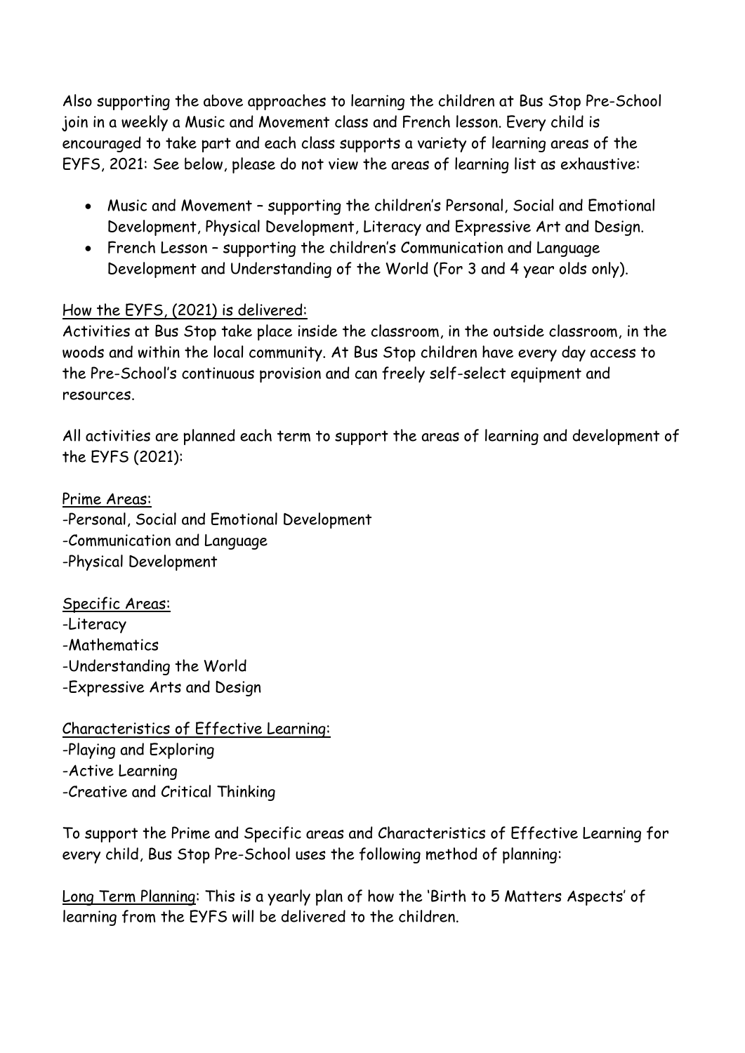Also supporting the above approaches to learning the children at Bus Stop Pre-School join in a weekly a Music and Movement class and French lesson. Every child is encouraged to take part and each class supports a variety of learning areas of the EYFS, 2021: See below, please do not view the areas of learning list as exhaustive:

- Music and Movement – supporting the children's Personal, Social and Emotional Development, Physical Development, Literacy and Expressive Art and Design.
- French Lesson – supporting the children's Communication and Language Development and Understanding of the World (For 3 and 4 year olds only).

<u>How the EYFS, (2021) is delivered:</u>

Activities at Bus Stop take place inside the classroom, in the outside classroom, in the woods and within the local community. At Bus Stop children have every day access to the Pre-School's continuous provision and can freely self-select equipment and resources.

All activities are planned each term to support the areas of learning and development of the EYFS (2021):

<u>Prime Areas:</u>
-Personal, Social and Emotional Development
-Communication and Language
-Physical Development

<u>Specific Areas:</u>
-Literacy
-Mathematics
-Understanding the World
-Expressive Arts and Design

<u>Characteristics of Effective Learning:</u>
-Playing and Exploring
-Active Learning
-Creative and Critical Thinking

To support the Prime and Specific areas and Characteristics of Effective Learning for every child, Bus Stop Pre-School uses the following method of planning:

<u>Long Term Planning</u>: This is a yearly plan of how the 'Birth to 5 Matters Aspects' of learning from the EYFS will be delivered to the children.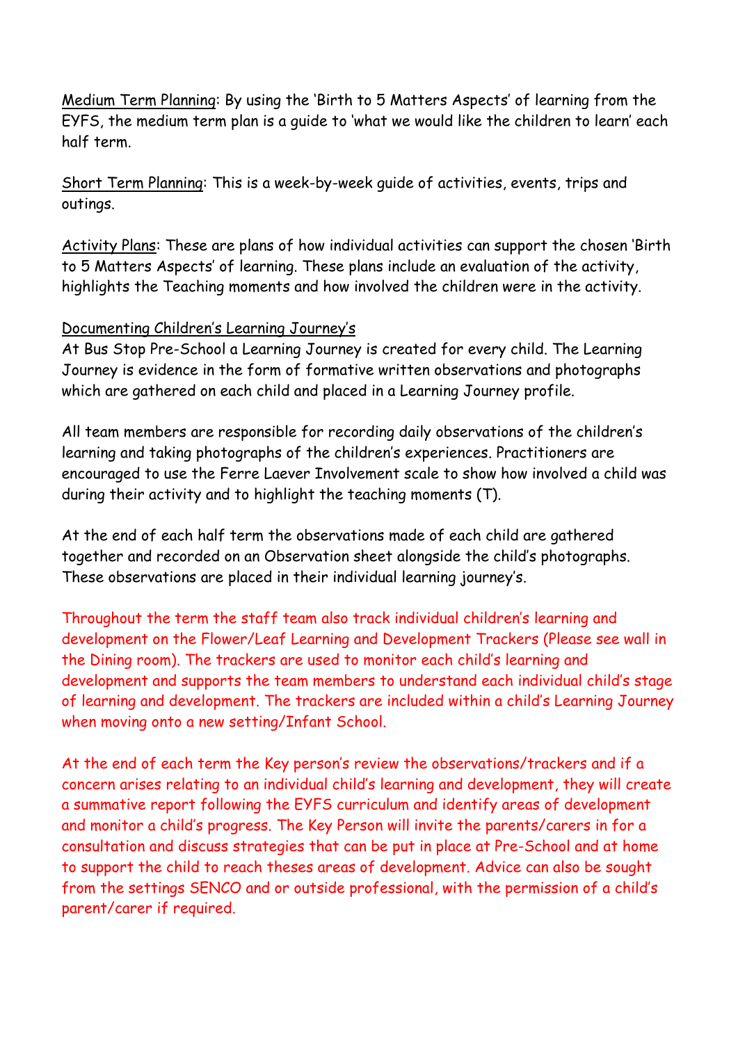Medium Term Planning: By using the 'Birth to 5 Matters Aspects' of learning from the EYFS, the medium term plan is a guide to 'what we would like the children to learn' each half term.

Short Term Planning: This is a week-by-week guide of activities, events, trips and outings.

Activity Plans: These are plans of how individual activities can support the chosen 'Birth to 5 Matters Aspects' of learning. These plans include an evaluation of the activity, highlights the Teaching moments and how involved the children were in the activity.

Documenting Children's Learning Journey's

At Bus Stop Pre-School a Learning Journey is created for every child. The Learning Journey is evidence in the form of formative written observations and photographs which are gathered on each child and placed in a Learning Journey profile.

All team members are responsible for recording daily observations of the children's learning and taking photographs of the children's experiences. Practitioners are encouraged to use the Ferre Laever Involvement scale to show how involved a child was during their activity and to highlight the teaching moments (T).

At the end of each half term the observations made of each child are gathered together and recorded on an Observation sheet alongside the child's photographs. These observations are placed in their individual learning journey's.

Throughout the term the staff team also track individual children's learning and development on the Flower/Leaf Learning and Development Trackers (Please see wall in the Dining room). The trackers are used to monitor each child's learning and development and supports the team members to understand each individual child's stage of learning and development. The trackers are included within a child's Learning Journey when moving onto a new setting/Infant School.

At the end of each term the Key person's review the observations/trackers and if a concern arises relating to an individual child's learning and development, they will create a summative report following the EYFS curriculum and identify areas of development and monitor a child's progress. The Key Person will invite the parents/carers in for a consultation and discuss strategies that can be put in place at Pre-School and at home to support the child to reach theses areas of development. Advice can also be sought from the settings SENCO and or outside professional, with the permission of a child's parent/carer if required.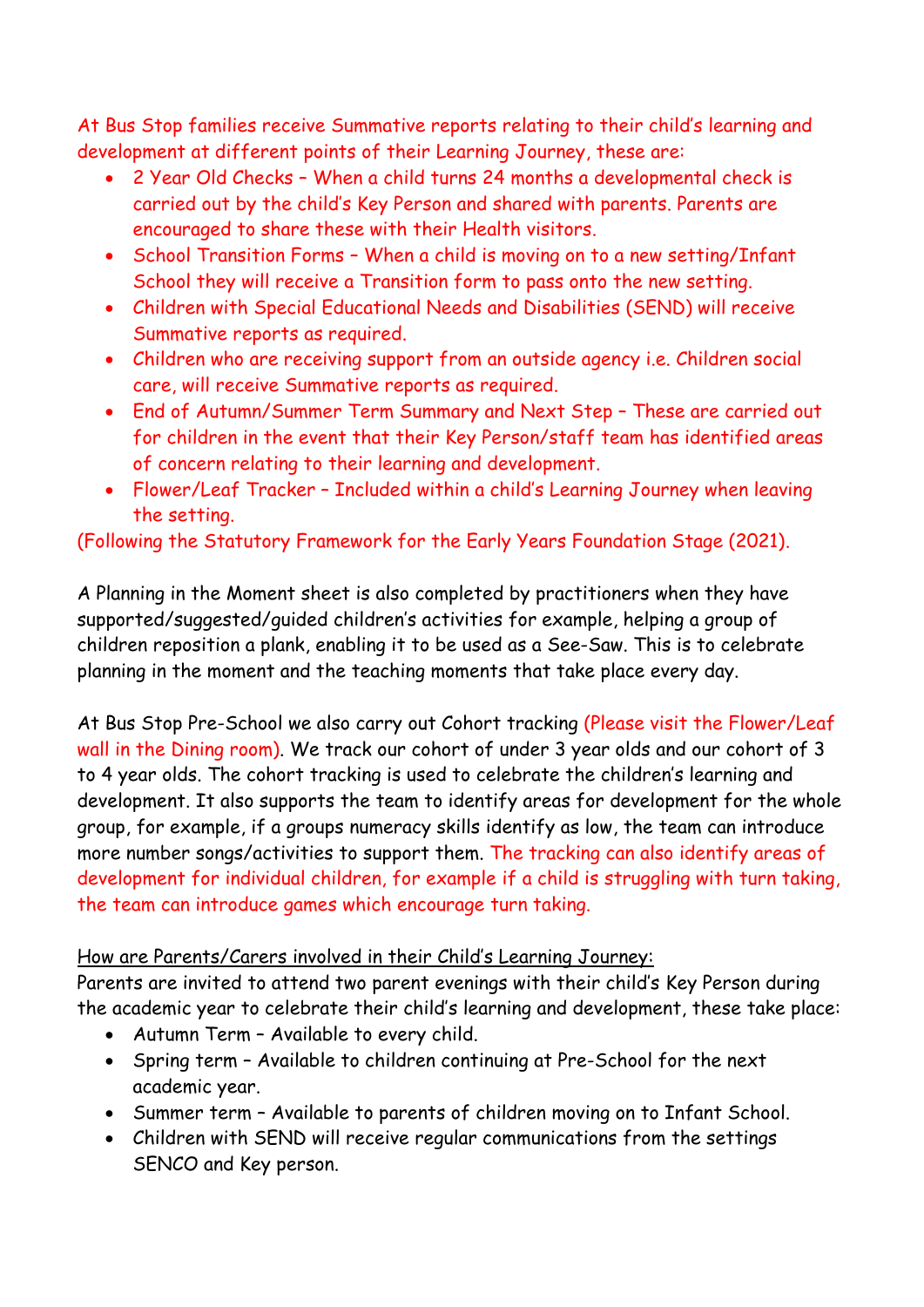At Bus Stop families receive Summative reports relating to their child's learning and development at different points of their Learning Journey, these are:

- 2 Year Old Checks – When a child turns 24 months a developmental check is carried out by the child's Key Person and shared with parents. Parents are encouraged to share these with their Health visitors.
- School Transition Forms – When a child is moving on to a new setting/Infant School they will receive a Transition form to pass onto the new setting.
- Children with Special Educational Needs and Disabilities (SEND) will receive Summative reports as required.
- Children who are receiving support from an outside agency i.e. Children social care, will receive Summative reports as required.
- End of Autumn/Summer Term Summary and Next Step – These are carried out for children in the event that their Key Person/staff team has identified areas of concern relating to their learning and development.
- Flower/Leaf Tracker – Included within a child's Learning Journey when leaving the setting.

(Following the Statutory Framework for the Early Years Foundation Stage (2021).

A Planning in the Moment sheet is also completed by practitioners when they have supported/suggested/guided children's activities for example, helping a group of children reposition a plank, enabling it to be used as a See-Saw. This is to celebrate planning in the moment and the teaching moments that take place every day.

At Bus Stop Pre-School we also carry out Cohort tracking (Please visit the Flower/Leaf wall in the Dining room). We track our cohort of under 3 year olds and our cohort of 3 to 4 year olds. The cohort tracking is used to celebrate the children's learning and development. It also supports the team to identify areas for development for the whole group, for example, if a groups numeracy skills identify as low, the team can introduce more number songs/activities to support them. The tracking can also identify areas of development for individual children, for example if a child is struggling with turn taking, the team can introduce games which encourage turn taking.

<u>How are Parents/Carers involved in their Child's Learning Journey:</u>

Parents are invited to attend two parent evenings with their child's Key Person during the academic year to celebrate their child's learning and development, these take place:

- Autumn Term – Available to every child.
- Spring term – Available to children continuing at Pre-School for the next academic year.
- Summer term – Available to parents of children moving on to Infant School.
- Children with SEND will receive regular communications from the settings SENCO and Key person.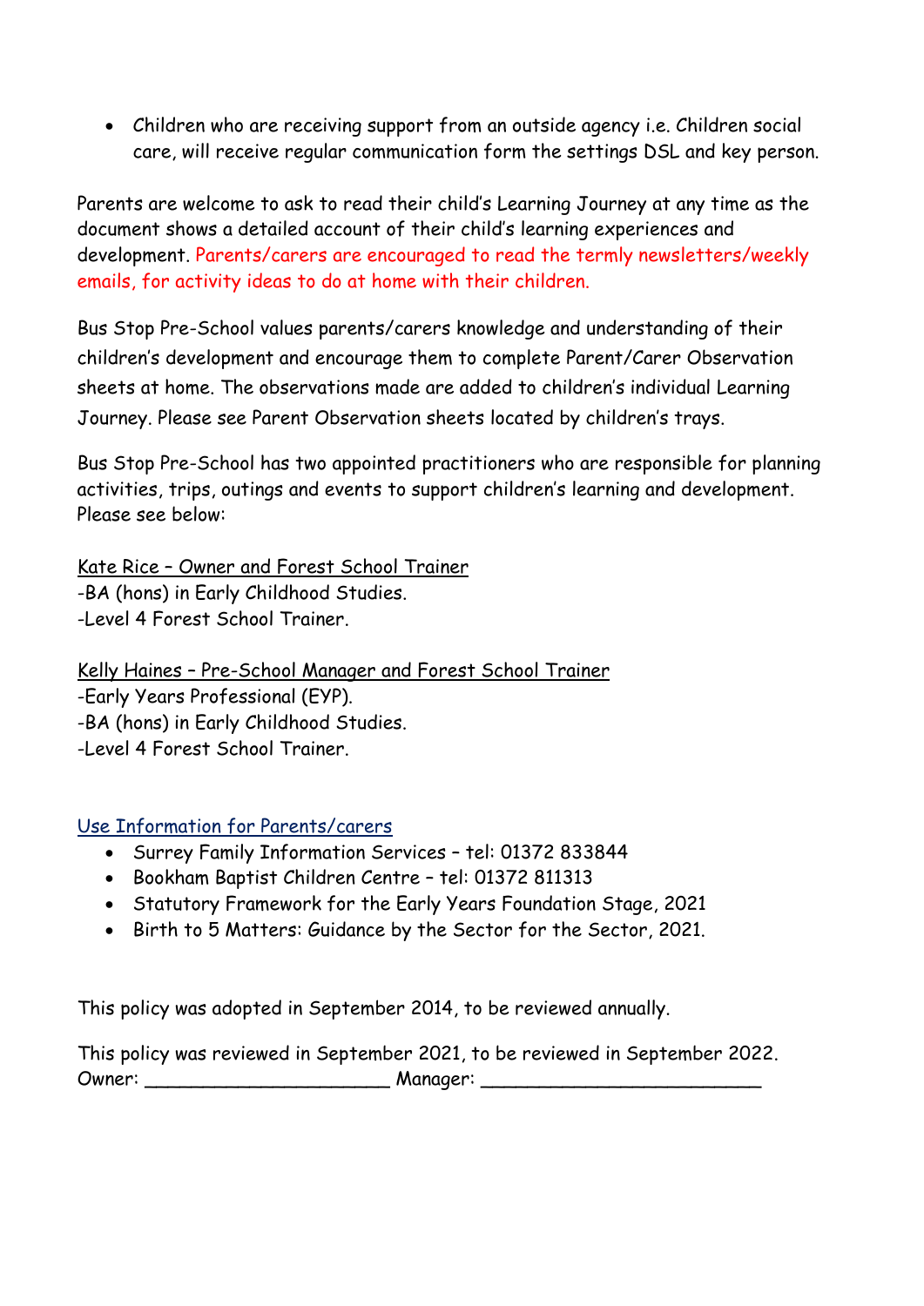- Children who are receiving support from an outside agency i.e. Children social care, will receive regular communication form the settings DSL and key person.

Parents are welcome to ask to read their child's Learning Journey at any time as the document shows a detailed account of their child's learning experiences and development. Parents/carers are encouraged to read the termly newsletters/weekly emails, for activity ideas to do at home with their children.

Bus Stop Pre-School values parents/carers knowledge and understanding of their children's development and encourage them to complete Parent/Carer Observation sheets at home. The observations made are added to children's individual Learning Journey. Please see Parent Observation sheets located by children's trays.

Bus Stop Pre-School has two appointed practitioners who are responsible for planning activities, trips, outings and events to support children's learning and development. Please see below:

<u>Kate Rice – Owner and Forest School Trainer</u>
-BA (hons) in Early Childhood Studies.
-Level 4 Forest School Trainer.

<u>Kelly Haines – Pre-School Manager and Forest School Trainer</u>
-Early Years Professional (EYP).
-BA (hons) in Early Childhood Studies.
-Level 4 Forest School Trainer.

<u>Use Information for Parents/carers</u>

- Surrey Family Information Services – tel: 01372 833844
- Bookham Baptist Children Centre – tel: 01372 811313
- Statutory Framework for the Early Years Foundation Stage, 2021
- Birth to 5 Matters: Guidance by the Sector for the Sector, 2021.

This policy was adopted in September 2014, to be reviewed annually.

This policy was reviewed in September 2021, to be reviewed in September 2022.
Owner: ______________________ Manager: _________________________